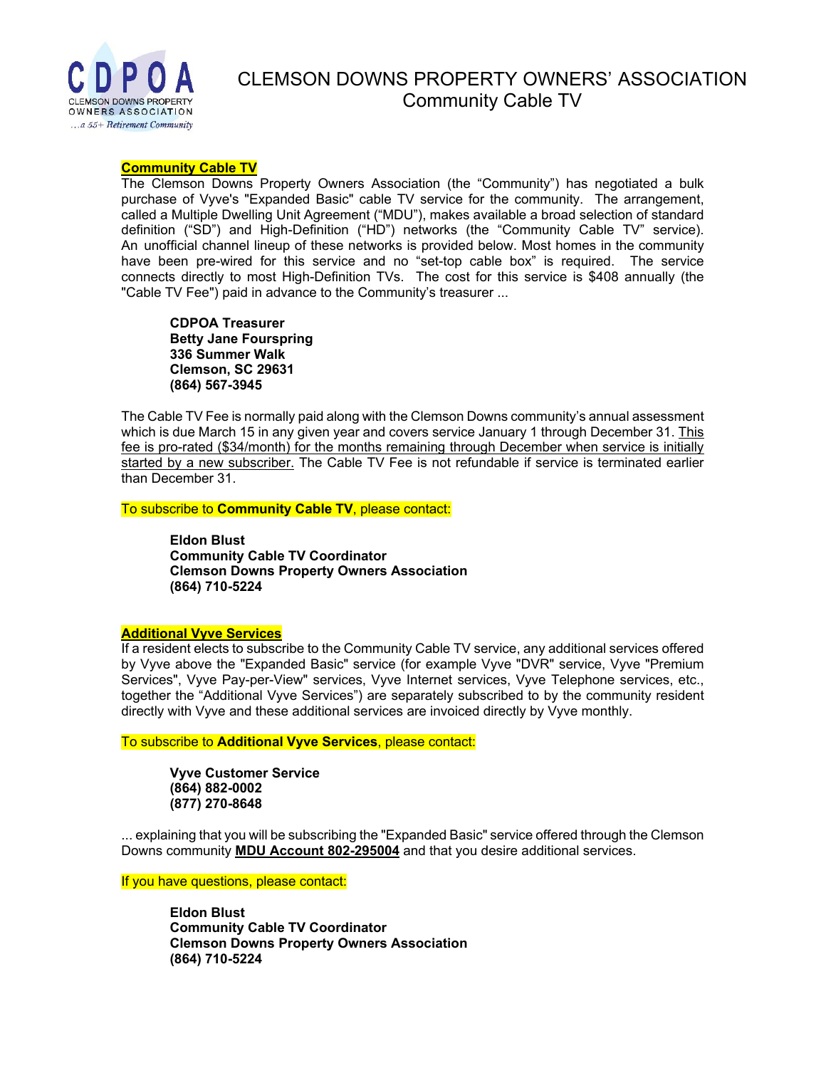# CLEMSON DOWNS PROPERTY OWNERS' ASSOCIATION
## Community Cable TV

CDPOA
CLEMSON DOWNS PROPERTY OWNERS ASSOCIATION
*...a 55+ Retirement Community*

### Community Cable TV

The Clemson Downs Property Owners Association (the "Community") has negotiated a bulk purchase of Vyve's "Expanded Basic" cable TV service for the community. The arrangement, called a Multiple Dwelling Unit Agreement ("MDU"), makes available a broad selection of standard definition ("SD") and High-Definition ("HD") networks (the "Community Cable TV" service). An unofficial channel lineup of these networks is provided below. Most homes in the community have been pre-wired for this service and no "set-top cable box" is required. The service connects directly to most High-Definition TVs. The cost for this service is $408 annually (the "Cable TV Fee") paid in advance to the Community's treasurer ...

**CDPOA Treasurer**
**Betty Jane Fourspring**
**336 Summer Walk**
**Clemson, SC 29631**
**(864) 567-3945**

The Cable TV Fee is normally paid along with the Clemson Downs community's annual assessment which is due March 15 in any given year and covers service January 1 through December 31. This fee is pro-rated ($34/month) for the months remaining through December when service is initially started by a new subscriber. The Cable TV Fee is not refundable if service is terminated earlier than December 31.

To subscribe to **Community Cable TV**, please contact:

**Eldon Blust**
**Community Cable TV Coordinator**
**Clemson Downs Property Owners Association**
**(864) 710-5224**

### Additional Vyve Services

If a resident elects to subscribe to the Community Cable TV service, any additional services offered by Vyve above the "Expanded Basic" service (for example Vyve "DVR" service, Vyve "Premium Services", Vyve Pay-per-View" services, Vyve Internet services, Vyve Telephone services, etc., together the "Additional Vyve Services") are separately subscribed to by the community resident directly with Vyve and these additional services are invoiced directly by Vyve monthly.

To subscribe to **Additional Vyve Services**, please contact:

**Vyve Customer Service**
**(864) 882-0002**
**(877) 270-8648**

... explaining that you will be subscribing the "Expanded Basic" service offered through the Clemson Downs community **MDU Account 802-295004** and that you desire additional services.

If you have questions, please contact:

**Eldon Blust**
**Community Cable TV Coordinator**
**Clemson Downs Property Owners Association**
**(864) 710-5224**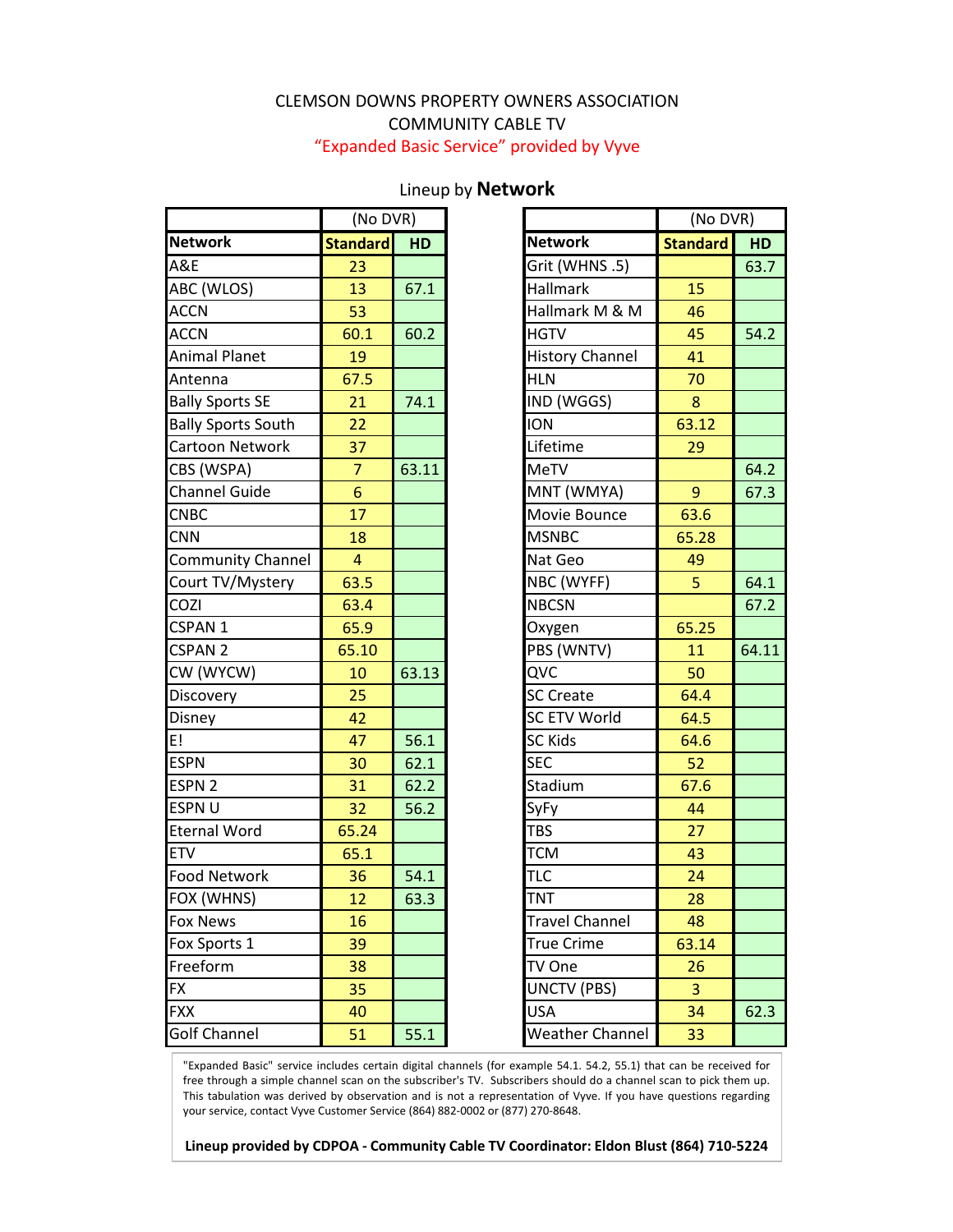CLEMSON DOWNS PROPERTY OWNERS ASSOCIATION

COMMUNITY CABLE TV

"Expanded Basic Service" provided by Vyve

## Lineup by **Network**

| | (No DVR) | |
|---|---|---|
| **Network** | **Standard** | **HD** |
| A&E | 23 | |
| ABC (WLOS) | 13 | 67.1 |
| ACCN | 53 | |
| ACCN | 60.1 | 60.2 |
| Animal Planet | 19 | |
| Antenna | 67.5 | |
| Bally Sports SE | 21 | 74.1 |
| Bally Sports South | 22 | |
| Cartoon Network | 37 | |
| CBS (WSPA) | 7 | 63.11 |
| Channel Guide | 6 | |
| CNBC | 17 | |
| CNN | 18 | |
| Community Channel | 4 | |
| Court TV/Mystery | 63.5 | |
| COZI | 63.4 | |
| CSPAN 1 | 65.9 | |
| CSPAN 2 | 65.10 | |
| CW (WYCW) | 10 | 63.13 |
| Discovery | 25 | |
| Disney | 42 | |
| E! | 47 | 56.1 |
| ESPN | 30 | 62.1 |
| ESPN 2 | 31 | 62.2 |
| ESPN U | 32 | 56.2 |
| Eternal Word | 65.24 | |
| ETV | 65.1 | |
| Food Network | 36 | 54.1 |
| FOX (WHNS) | 12 | 63.3 |
| Fox News | 16 | |
| Fox Sports 1 | 39 | |
| Freeform | 38 | |
| FX | 35 | |
| FXX | 40 | |
| Golf Channel | 51 | 55.1 |

| | (No DVR) | |
|---|---|---|
| **Network** | **Standard** | **HD** |
| Grit (WHNS .5) | | 63.7 |
| Hallmark | 15 | |
| Hallmark M & M | 46 | |
| HGTV | 45 | 54.2 |
| History Channel | 41 | |
| HLN | 70 | |
| IND (WGGS) | 8 | |
| ION | 63.12 | |
| Lifetime | 29 | |
| MeTV | | 64.2 |
| MNT (WMYA) | 9 | 67.3 |
| Movie Bounce | 63.6 | |
| MSNBC | 65.28 | |
| Nat Geo | 49 | |
| NBC (WYFF) | 5 | 64.1 |
| NBCSN | | 67.2 |
| Oxygen | 65.25 | |
| PBS (WNTV) | 11 | 64.11 |
| QVC | 50 | |
| SC Create | 64.4 | |
| SC ETV World | 64.5 | |
| SC Kids | 64.6 | |
| SEC | 52 | |
| Stadium | 67.6 | |
| SyFy | 44 | |
| TBS | 27 | |
| TCM | 43 | |
| TLC | 24 | |
| TNT | 28 | |
| Travel Channel | 48 | |
| True Crime | 63.14 | |
| TV One | 26 | |
| UNCTV (PBS) | 3 | |
| USA | 34 | 62.3 |
| Weather Channel | 33 | |

"Expanded Basic" service includes certain digital channels (for example 54.1. 54.2, 55.1) that can be received for free through a simple channel scan on the subscriber's TV. Subscribers should do a channel scan to pick them up. This tabulation was derived by observation and is not a representation of Vyve. If you have questions regarding your service, contact Vyve Customer Service (864) 882-0002 or (877) 270-8648.

**Lineup provided by CDPOA - Community Cable TV Coordinator: Eldon Blust (864) 710-5224**